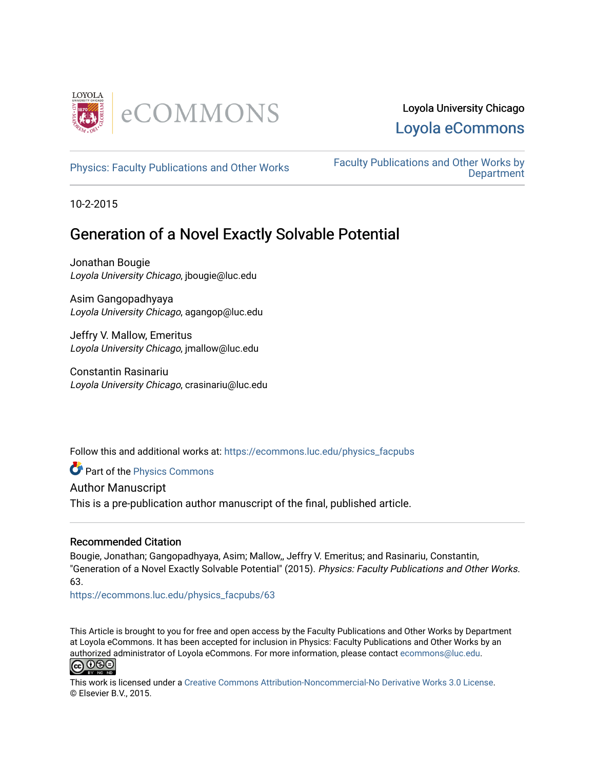Loyola University Chicago

Loyola eCommons

Physics: Faculty Publications and Other Works

Faculty Publications and Other Works by Department

10-2-2015

# Generation of a Novel Exactly Solvable Potential

Jonathan Bougie
*Loyola University Chicago*, jbougie@luc.edu

Asim Gangopadhyaya
*Loyola University Chicago*, agangop@luc.edu

Jeffry V. Mallow, Emeritus
*Loyola University Chicago*, jmallow@luc.edu

Constantin Rasinariu
*Loyola University Chicago*, crasinariu@luc.edu

Follow this and additional works at: https://ecommons.luc.edu/physics_facpubs

Part of the Physics Commons

Author Manuscript

This is a pre-publication author manuscript of the final, published article.

### Recommended Citation

Bougie, Jonathan; Gangopadhyaya, Asim; Mallow,, Jeffry V. Emeritus; and Rasinariu, Constantin, "Generation of a Novel Exactly Solvable Potential" (2015). *Physics: Faculty Publications and Other Works*. 63.
https://ecommons.luc.edu/physics_facpubs/63

This Article is brought to you for free and open access by the Faculty Publications and Other Works by Department at Loyola eCommons. It has been accepted for inclusion in Physics: Faculty Publications and Other Works by an authorized administrator of Loyola eCommons. For more information, please contact ecommons@luc.edu.

This work is licensed under a Creative Commons Attribution-Noncommercial-No Derivative Works 3.0 License.
© Elsevier B.V., 2015.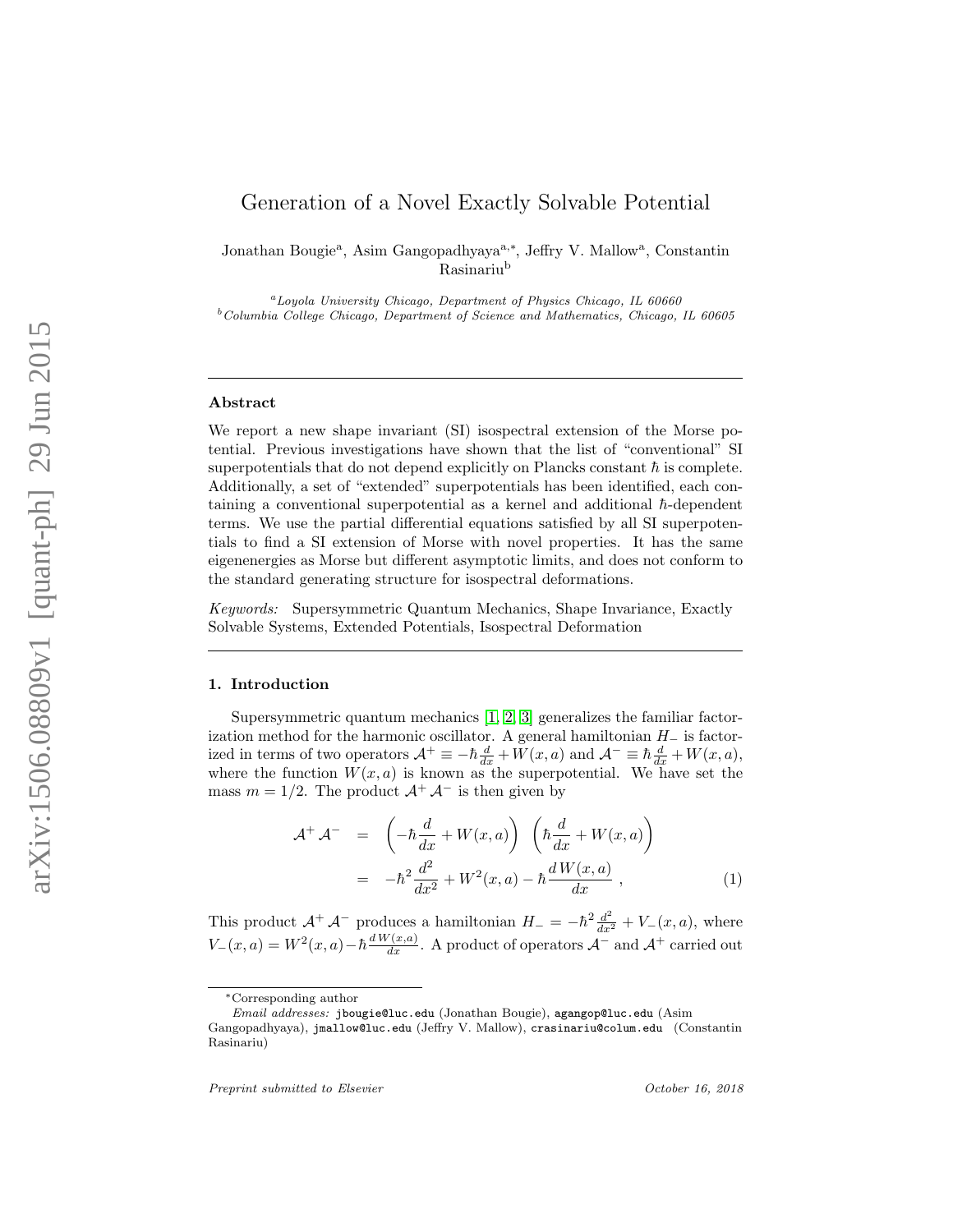// Generation of a Novel Exactly Solvable Potential

Jonathan Bougie[a], Asim Gangopadhyaya[a,*], Jeffry V. Mallow[a], Constantin Rasinariu[b]

[a]Loyola University Chicago, Department of Physics Chicago, IL 60660
[b]Columbia College Chicago, Department of Science and Mathematics, Chicago, IL 60605

## Abstract

We report a new shape invariant (SI) isospectral extension of the Morse potential. Previous investigations have shown that the list of "conventional" SI superpotentials that do not depend explicitly on Plancks constant $\hbar$ is complete. Additionally, a set of "extended" superpotentials has been identified, each containing a conventional superpotential as a kernel and additional $\hbar$-dependent terms. We use the partial differential equations satisfied by all SI superpotentials to find a SI extension of Morse with novel properties. It has the same eigenenergies as Morse but different asymptotic limits, and does not conform to the standard generating structure for isospectral deformations.

*Keywords:* Supersymmetric Quantum Mechanics, Shape Invariance, Exactly Solvable Systems, Extended Potentials, Isospectral Deformation

## 1. Introduction

Supersymmetric quantum mechanics [1, 2, 3] generalizes the familiar factorization method for the harmonic oscillator. A general hamiltonian $H_-$ is factorized in terms of two operators $\mathcal{A}^+ \equiv -\hbar \frac{d}{dx} + W(x,a)$ and $\mathcal{A}^- \equiv \hbar \frac{d}{dx} + W(x,a)$, where the function $W(x,a)$ is known as the superpotential. We have set the mass $m = 1/2$. The product $\mathcal{A}^+ \mathcal{A}^-$ is then given by

$$
\begin{aligned}
\mathcal{A}^+ \mathcal{A}^- &= \left(-\hbar \frac{d}{dx} + W(x,a)\right) \left(\hbar \frac{d}{dx} + W(x,a)\right) \\
&= -\hbar^2 \frac{d^2}{dx^2} + W^2(x,a) - \hbar \frac{d\,W(x,a)}{dx} \,, \qquad (1)
\end{aligned}
$$

This product $\mathcal{A}^+ \mathcal{A}^-$ produces a hamiltonian $H_- = -\hbar^2 \frac{d^2}{dx^2} + V_-(x,a)$, where $V_-(x,a) = W^2(x,a) - \hbar \frac{d\,W(x,a)}{dx}$. A product of operators $\mathcal{A}^-$ and $\mathcal{A}^+$ carried out

---

*Corresponding author

*Email addresses:* jbougie@luc.edu (Jonathan Bougie), agangop@luc.edu (Asim Gangopadhyaya), jmallow@luc.edu (Jeffry V. Mallow), crasinariu@colum.edu (Constantin Rasinariu)

*Preprint submitted to Elsevier* October 16, 2018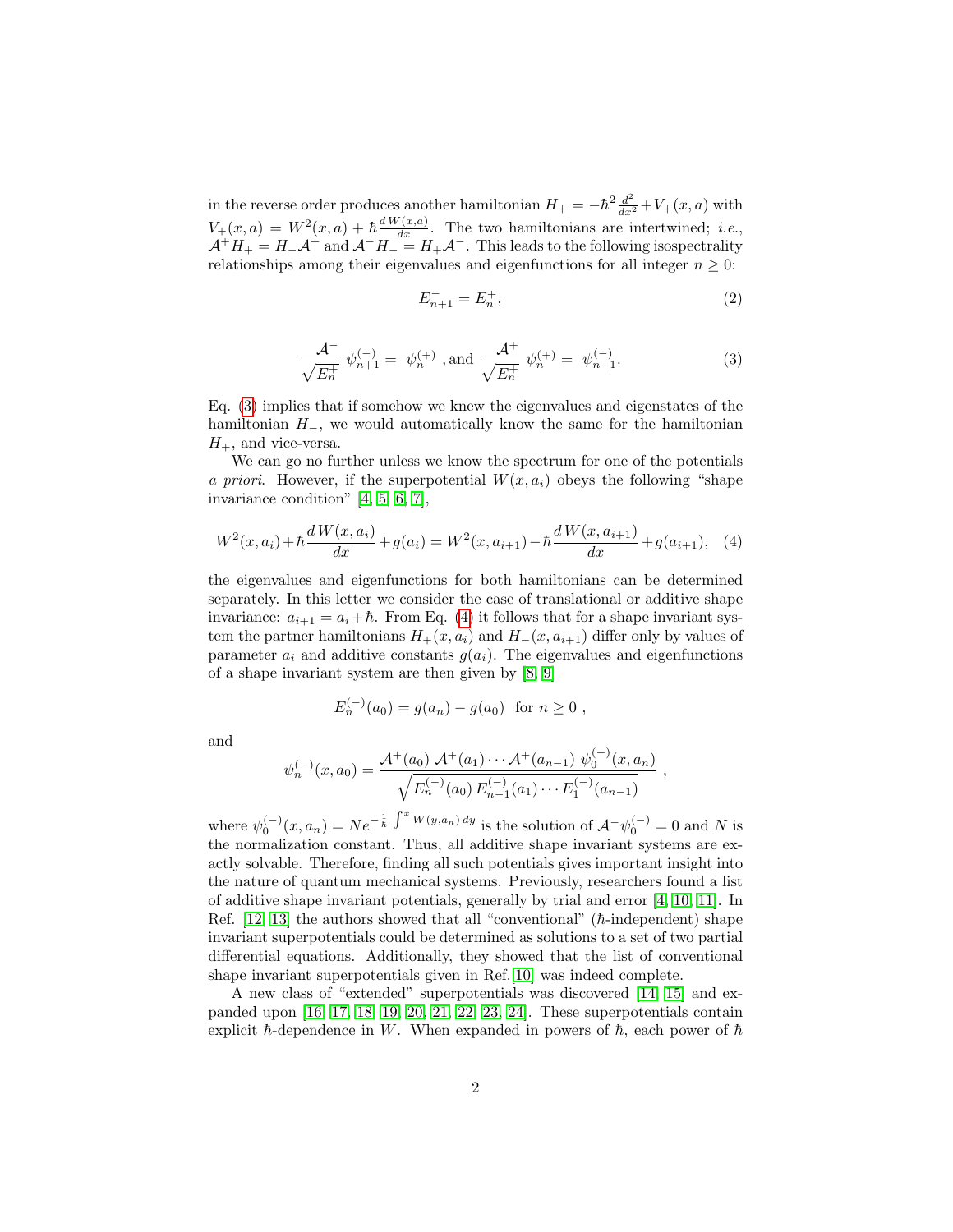in the reverse order produces another hamiltonian $H_+ = -\hbar^2 \frac{d^2}{dx^2} + V_+(x,a)$ with $V_+(x,a) = W^2(x,a) + \hbar \frac{d\,W(x,a)}{dx}$. The two hamiltonians are intertwined; *i.e.*, $\mathcal{A}^+ H_+ = H_- \mathcal{A}^+$ and $\mathcal{A}^- H_- = H_+ \mathcal{A}^-$. This leads to the following isospectrality relationships among their eigenvalues and eigenfunctions for all integer $n \geq 0$:

$$E^-_{n+1} = E^+_n, \tag{2}$$

$$\frac{\mathcal{A}^-}{\sqrt{E^+_n}}\ \psi^{(-)}_{n+1} = \ \psi^{(+)}_n \text{ , and } \frac{\mathcal{A}^+}{\sqrt{E^+_n}}\ \psi^{(+)}_n = \ \psi^{(-)}_{n+1}. \tag{3}$$

Eq. (3) implies that if somehow we knew the eigenvalues and eigenstates of the hamiltonian $H_-$, we would automatically know the same for the hamiltonian $H_+$, and vice-versa.

We can go no further unless we know the spectrum for one of the potentials *a priori*. However, if the superpotential $W(x, a_i)$ obeys the following "shape invariance condition" [4, 5, 6, 7],

$$W^2(x,a_i) + \hbar \frac{d\,W(x,a_i)}{dx} + g(a_i) = W^2(x,a_{i+1}) - \hbar \frac{d\,W(x,a_{i+1})}{dx} + g(a_{i+1}), \tag{4}$$

the eigenvalues and eigenfunctions for both hamiltonians can be determined separately. In this letter we consider the case of translational or additive shape invariance: $a_{i+1} = a_i + \hbar$. From Eq. (4) it follows that for a shape invariant system the partner hamiltonians $H_+(x, a_i)$ and $H_-(x, a_{i+1})$ differ only by values of parameter $a_i$ and additive constants $g(a_i)$. The eigenvalues and eigenfunctions of a shape invariant system are then given by [8, 9]

$$E^{(-)}_n(a_0) = g(a_n) - g(a_0) \ \text{ for } n \geq 0 \ ,$$

and

$$\psi^{(-)}_n(x,a_0) = \frac{\mathcal{A}^+(a_0)\ \mathcal{A}^+(a_1) \cdots \mathcal{A}^+(a_{n-1})\ \psi^{(-)}_0(x,a_n)}{\sqrt{E^{(-)}_n(a_0)\, E^{(-)}_{n-1}(a_1) \cdots E^{(-)}_1(a_{n-1})}} \ ,$$

where $\psi^{(-)}_0(x,a_n) = N e^{-\frac{1}{\hbar}\int^x W(y,a_n)\,dy}$ is the solution of $\mathcal{A}^- \psi^{(-)}_0 = 0$ and $N$ is the normalization constant. Thus, all additive shape invariant systems are exactly solvable. Therefore, finding all such potentials gives important insight into the nature of quantum mechanical systems. Previously, researchers found a list of additive shape invariant potentials, generally by trial and error [4, 10, 11]. In Ref. [12, 13] the authors showed that all "conventional" ($\hbar$-independent) shape invariant superpotentials could be determined as solutions to a set of two partial differential equations. Additionally, they showed that the list of conventional shape invariant superpotentials given in Ref.[10] was indeed complete.

A new class of "extended" superpotentials was discovered [14, 15] and expanded upon [16, 17, 18, 19, 20, 21, 22, 23, 24]. These superpotentials contain explicit $\hbar$-dependence in $W$. When expanded in powers of $\hbar$, each power of $\hbar$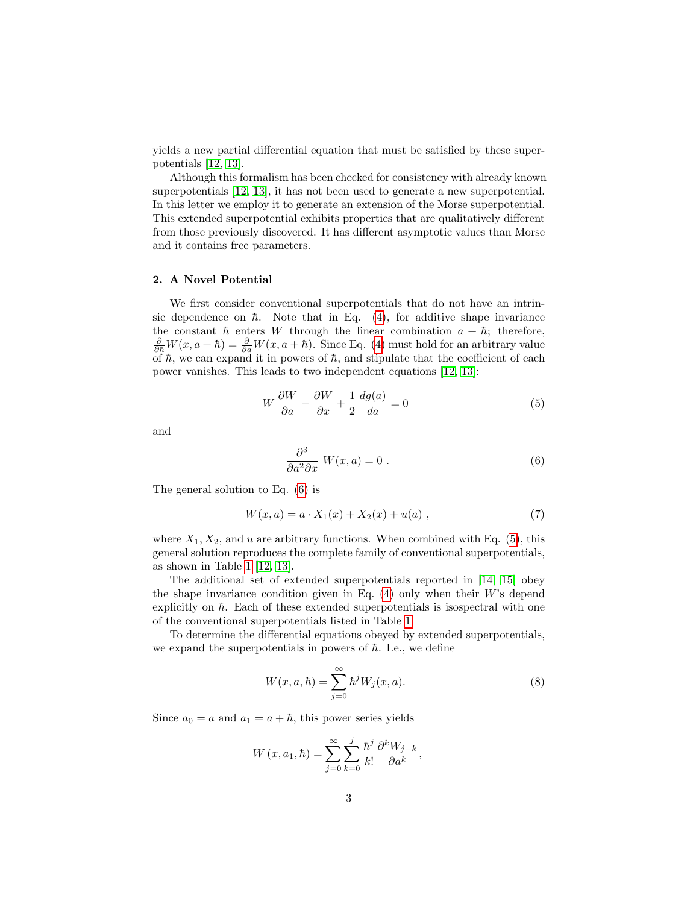yields a new partial differential equation that must be satisfied by these superpotentials [12, 13].

Although this formalism has been checked for consistency with already known superpotentials [12, 13], it has not been used to generate a new superpotential. In this letter we employ it to generate an extension of the Morse superpotential. This extended superpotential exhibits properties that are qualitatively different from those previously discovered. It has different asymptotic values than Morse and it contains free parameters.

## 2. A Novel Potential

We first consider conventional superpotentials that do not have an intrinsic dependence on $\hbar$. Note that in Eq. (4), for additive shape invariance the constant $\hbar$ enters $W$ through the linear combination $a + \hbar$; therefore, $\frac{\partial}{\partial \hbar} W(x, a+\hbar) = \frac{\partial}{\partial a} W(x, a+\hbar)$. Since Eq. (4) must hold for an arbitrary value of $\hbar$, we can expand it in powers of $\hbar$, and stipulate that the coefficient of each power vanishes. This leads to two independent equations [12, 13]:

$$W \, \frac{\partial W}{\partial a} - \frac{\partial W}{\partial x} + \frac{1}{2} \, \frac{dg(a)}{da} = 0 \tag{5}$$

and

$$\frac{\partial^3}{\partial a^2 \partial x} \; W(x,a) = 0 \; . \tag{6}$$

The general solution to Eq. (6) is

$$W(x,a) = a \cdot X_1(x) + X_2(x) + u(a) \; , \tag{7}$$

where $X_1$, $X_2$, and $u$ are arbitrary functions. When combined with Eq. (5), this general solution reproduces the complete family of conventional superpotentials, as shown in Table 1 [12, 13].

The additional set of extended superpotentials reported in [14, 15] obey the shape invariance condition given in Eq. (4) only when their $W$'s depend explicitly on $\hbar$. Each of these extended superpotentials is isospectral with one of the conventional superpotentials listed in Table 1.

To determine the differential equations obeyed by extended superpotentials, we expand the superpotentials in powers of $\hbar$. I.e., we define

$$W(x,a,\hbar) = \sum_{j=0}^{\infty} \hbar^j W_j(x,a). \tag{8}$$

Since $a_0 = a$ and $a_1 = a + \hbar$, this power series yields

$$W\left(x, a_1, \hbar\right) = \sum_{j=0}^{\infty} \sum_{k=0}^{j} \frac{\hbar^j}{k!} \frac{\partial^k W_{j-k}}{\partial a^k},$$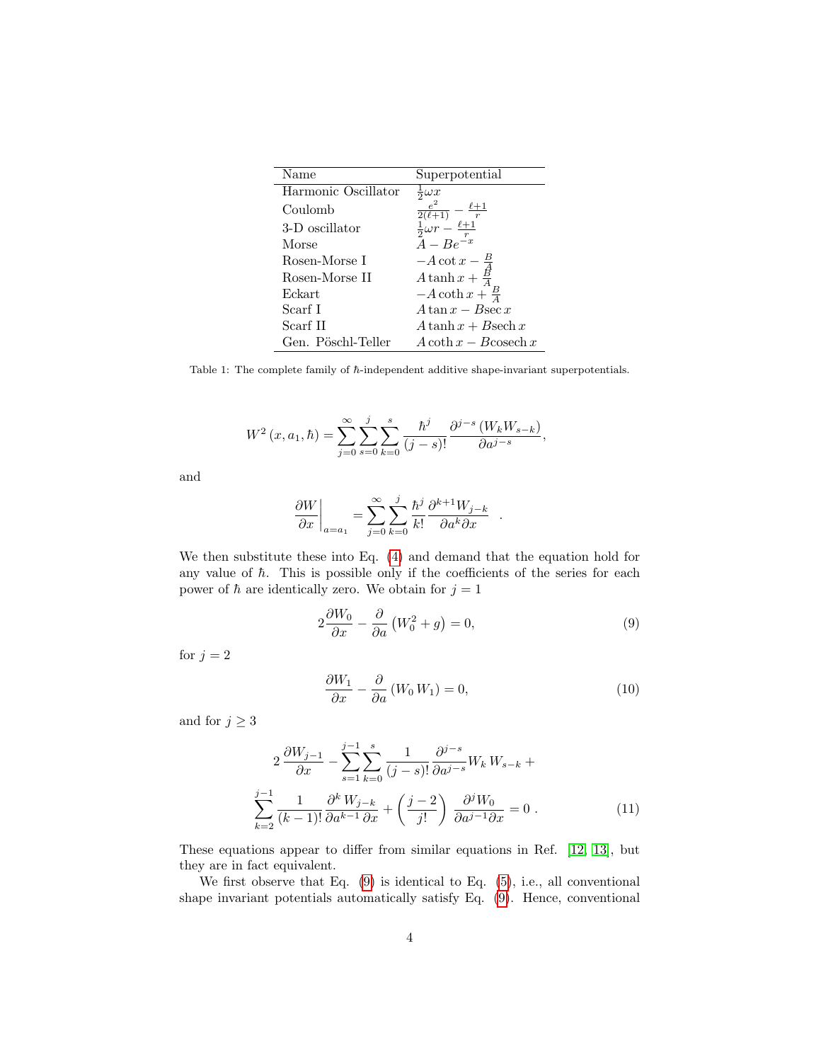| Name | Superpotential |
|---|---|
| Harmonic Oscillator | $\frac{1}{2}\omega x$ |
| Coulomb | $\frac{e^2}{2(\ell+1)} - \frac{\ell+1}{r}$ |
| 3-D oscillator | $\frac{1}{2}\omega r - \frac{\ell+1}{r}$ |
| Morse | $A - Be^{-x}$ |
| Rosen-Morse I | $-A\cot x - \frac{B}{A}$ |
| Rosen-Morse II | $A\tanh x + \frac{B}{A}$ |
| Eckart | $-A\coth x + \frac{B}{A}$ |
| Scarf I | $A\tan x - B\sec x$ |
| Scarf II | $A\tanh x + B\operatorname{sech} x$ |
| Gen. Pöschl-Teller | $A\coth x - B\operatorname{cosech} x$ |

Table 1: The complete family of $\hbar$-independent additive shape-invariant superpotentials.

$$W^2(x, a_1, \hbar) = \sum_{j=0}^{\infty}\sum_{s=0}^{j}\sum_{k=0}^{s} \frac{\hbar^j}{(j-s)!}\frac{\partial^{j-s}\left(W_k W_{s-k}\right)}{\partial a^{j-s}},$$

and

$$\left.\frac{\partial W}{\partial x}\right|_{a=a_1} = \sum_{j=0}^{\infty}\sum_{k=0}^{j} \frac{\hbar^j}{k!}\frac{\partial^{k+1}W_{j-k}}{\partial a^k \partial x} \quad .$$

We then substitute these into Eq. (4) and demand that the equation hold for any value of $\hbar$. This is possible only if the coefficients of the series for each power of $\hbar$ are identically zero. We obtain for $j = 1$

$$2\frac{\partial W_0}{\partial x} - \frac{\partial}{\partial a}\left(W_0^2 + g\right) = 0, \tag{9}$$

for $j = 2$

$$\frac{\partial W_1}{\partial x} - \frac{\partial}{\partial a}\left(W_0 W_1\right) = 0, \tag{10}$$

and for $j \geq 3$

$$2\,\frac{\partial W_{j-1}}{\partial x} - \sum_{s=1}^{j-1}\sum_{k=0}^{s} \frac{1}{(j-s)!}\frac{\partial^{j-s}}{\partial a^{j-s}} W_k\, W_{s-k} + \sum_{k=2}^{j-1} \frac{1}{(k-1)!}\frac{\partial^k W_{j-k}}{\partial a^{k-1}\partial x} + \left(\frac{j-2}{j!}\right)\frac{\partial^j W_0}{\partial a^{j-1}\partial x} = 0\ . \tag{11}$$

These equations appear to differ from similar equations in Ref. [12, 13], but they are in fact equivalent.

We first observe that Eq. (9) is identical to Eq. (5), i.e., all conventional shape invariant potentials automatically satisfy Eq. (9). Hence, conventional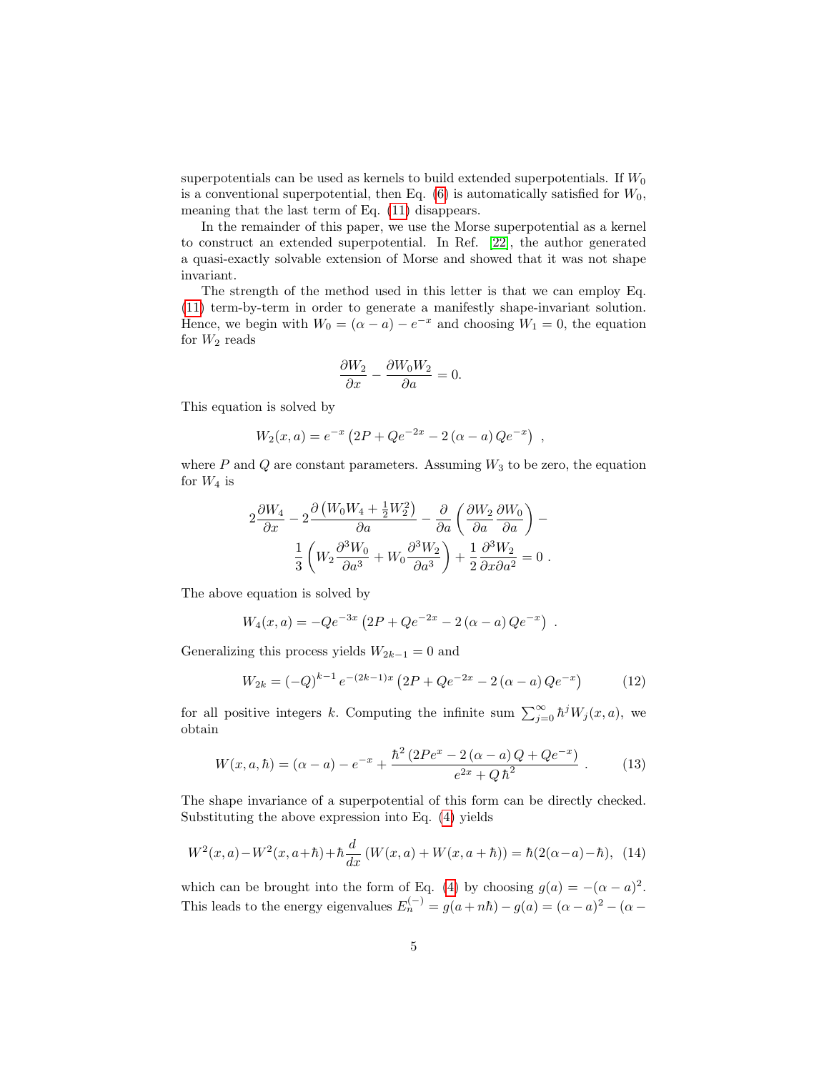superpotentials can be used as kernels to build extended superpotentials. If $W_0$ is a conventional superpotential, then Eq. (6) is automatically satisfied for $W_0$, meaning that the last term of Eq. (11) disappears.

In the remainder of this paper, we use the Morse superpotential as a kernel to construct an extended superpotential. In Ref. [22], the author generated a quasi-exactly solvable extension of Morse and showed that it was not shape invariant.

The strength of the method used in this letter is that we can employ Eq. (11) term-by-term in order to generate a manifestly shape-invariant solution. Hence, we begin with $W_0 = (\alpha - a) - e^{-x}$ and choosing $W_1 = 0$, the equation for $W_2$ reads

$$\frac{\partial W_2}{\partial x} - \frac{\partial W_0 W_2}{\partial a} = 0.$$

This equation is solved by

$$W_2(x, a) = e^{-x}\left(2P + Qe^{-2x} - 2\left(\alpha - a\right) Qe^{-x}\right) \ ,$$

where $P$ and $Q$ are constant parameters. Assuming $W_3$ to be zero, the equation for $W_4$ is

$$2\frac{\partial W_4}{\partial x} - 2\frac{\partial\left(W_0 W_4 + \frac{1}{2}W_2^2\right)}{\partial a} - \frac{\partial}{\partial a}\left(\frac{\partial W_2}{\partial a}\frac{\partial W_0}{\partial a}\right) - \frac{1}{3}\left(W_2\frac{\partial^3 W_0}{\partial a^3} + W_0\frac{\partial^3 W_2}{\partial a^3}\right) + \frac{1}{2}\frac{\partial^3 W_2}{\partial x \partial a^2} = 0 \ .$$

The above equation is solved by

$$W_4(x, a) = -Qe^{-3x}\left(2P + Qe^{-2x} - 2\left(\alpha - a\right) Qe^{-x}\right) \ .$$

Generalizing this process yields $W_{2k-1} = 0$ and

$$W_{2k} = \left(-Q\right)^{k-1} e^{-(2k-1)x}\left(2P + Qe^{-2x} - 2\left(\alpha - a\right) Qe^{-x}\right) \tag{12}$$

for all positive integers $k$. Computing the infinite sum $\sum_{j=0}^{\infty} \hbar^j W_j(x, a)$, we obtain

$$W(x, a, \hbar) = (\alpha - a) - e^{-x} + \frac{\hbar^2\left(2Pe^{x} - 2\left(\alpha - a\right) Q + Qe^{-x}\right)}{e^{2x} + Q\,\hbar^2} \ . \tag{13}$$

The shape invariance of a superpotential of this form can be directly checked. Substituting the above expression into Eq. (4) yields

$$W^2(x, a) - W^2(x, a+\hbar) + \hbar\frac{d}{dx}\left(W(x, a) + W(x, a+\hbar)\right) = \hbar(2(\alpha - a) - \hbar), \tag{14}$$

which can be brought into the form of Eq. (4) by choosing $g(a) = -(\alpha - a)^2$. This leads to the energy eigenvalues $E_n^{(-)} = g(a + n\hbar) - g(a) = (\alpha - a)^2 - (\alpha -$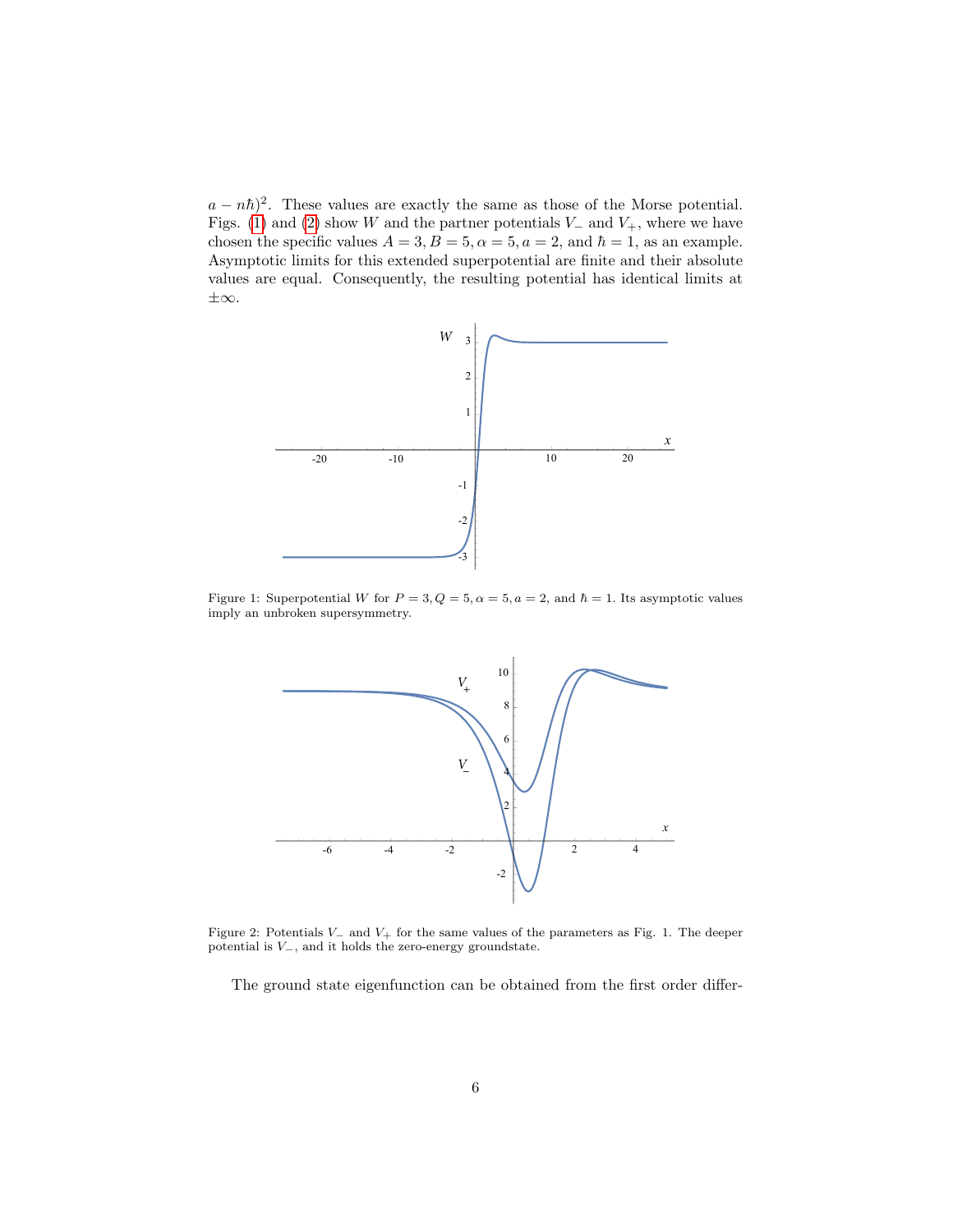$a - n\hbar)^2$. These values are exactly the same as those of the Morse potential. Figs. (1) and (2) show $W$ and the partner potentials $V_-$ and $V_+$, where we have chosen the specific values $A = 3, B = 5, \alpha = 5, a = 2$, and $\hbar = 1$, as an example. Asymptotic limits for this extended superpotential are finite and their absolute values are equal. Consequently, the resulting potential has identical limits at $\pm\infty$.

Figure 1: Superpotential $W$ for $P = 3, Q = 5, \alpha = 5, a = 2$, and $\hbar = 1$. Its asymptotic values imply an unbroken supersymmetry.

Figure 2: Potentials $V_-$ and $V_+$ for the same values of the parameters as Fig. 1. The deeper potential is $V_-$, and it holds the zero-energy groundstate.

The ground state eigenfunction can be obtained from the first order differ-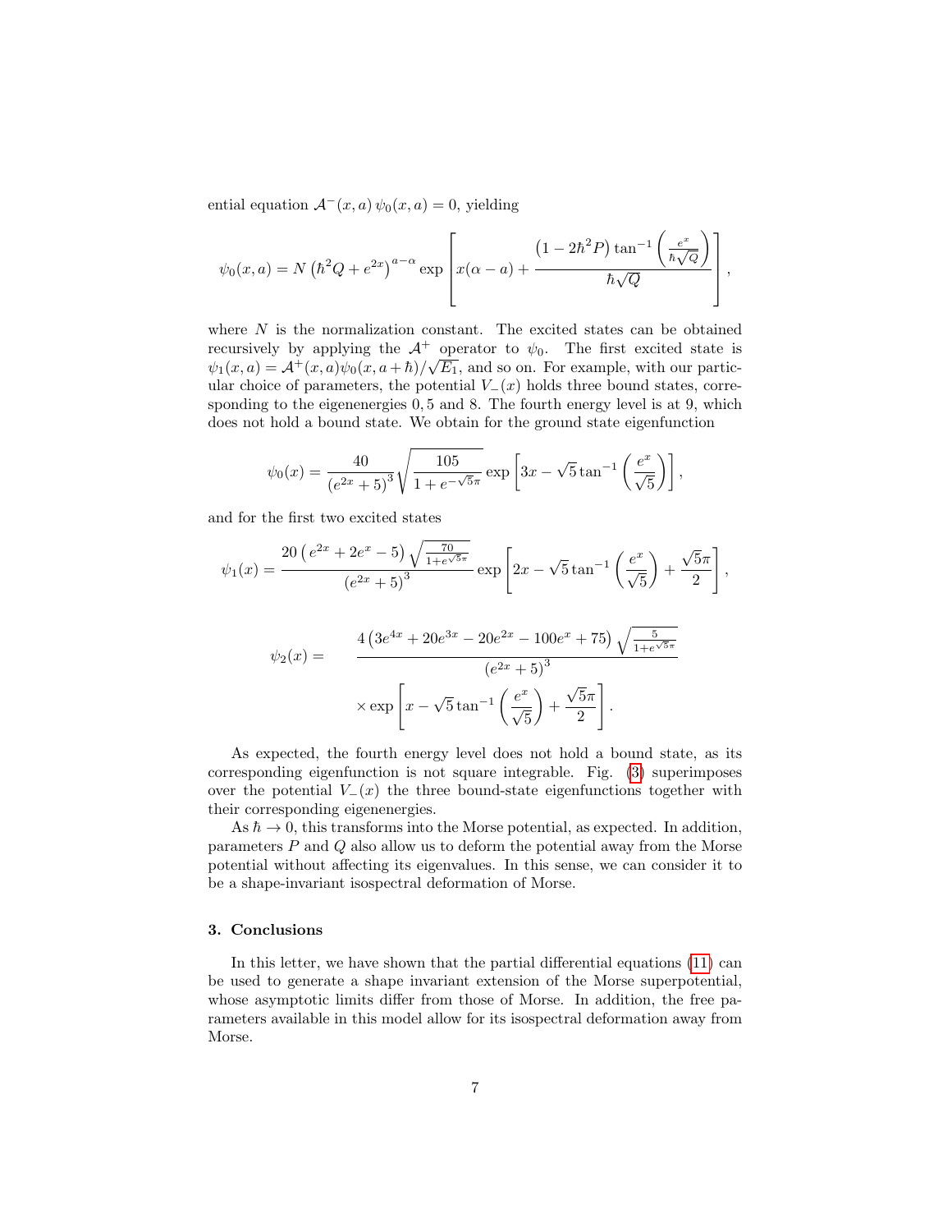ential equation $\mathcal{A}^-(x,a)\,\psi_0(x,a) = 0$, yielding

$$\psi_0(x,a) = N\left(\hbar^2 Q + e^{2x}\right)^{a-\alpha} \exp\left[x(\alpha - a) + \frac{\left(1-2\hbar^2 P\right)\tan^{-1}\left(\frac{e^x}{\hbar\sqrt{Q}}\right)}{\hbar\sqrt{Q}}\right],$$

where $N$ is the normalization constant. The excited states can be obtained recursively by applying the $\mathcal{A}^+$ operator to $\psi_0$. The first excited state is $\psi_1(x,a) = \mathcal{A}^+(x,a)\psi_0(x,a+\hbar)/\sqrt{E_1}$, and so on. For example, with our particular choice of parameters, the potential $V_-(x)$ holds three bound states, corresponding to the eigenenergies 0, 5 and 8. The fourth energy level is at 9, which does not hold a bound state. We obtain for the ground state eigenfunction

$$\psi_0(x) = \frac{40}{\left(e^{2x}+5\right)^3}\sqrt{\frac{105}{1+e^{-\sqrt{5}\pi}}}\exp\left[3x - \sqrt{5}\tan^{-1}\left(\frac{e^x}{\sqrt{5}}\right)\right],$$

and for the first two excited states

$$\psi_1(x) = \frac{20\left(e^{2x}+2e^x-5\right)\sqrt{\frac{70}{1+e^{\sqrt{5}\pi}}}}{\left(e^{2x}+5\right)^3}\exp\left[2x - \sqrt{5}\tan^{-1}\left(\frac{e^x}{\sqrt{5}}\right) + \frac{\sqrt{5}\pi}{2}\right],$$

$$\begin{aligned}\psi_2(x) = \quad & \frac{4\left(3e^{4x}+20e^{3x}-20e^{2x}-100e^x+75\right)\sqrt{\frac{5}{1+e^{\sqrt{5}\pi}}}}{\left(e^{2x}+5\right)^3} \\ & \times \exp\left[x - \sqrt{5}\tan^{-1}\left(\frac{e^x}{\sqrt{5}}\right) + \frac{\sqrt{5}\pi}{2}\right].\end{aligned}$$

As expected, the fourth energy level does not hold a bound state, as its corresponding eigenfunction is not square integrable. Fig. (3) superimposes over the potential $V_-(x)$ the three bound-state eigenfunctions together with their corresponding eigenenergies.

As $\hbar \to 0$, this transforms into the Morse potential, as expected. In addition, parameters $P$ and $Q$ also allow us to deform the potential away from the Morse potential without affecting its eigenvalues. In this sense, we can consider it to be a shape-invariant isospectral deformation of Morse.

## 3. Conclusions

In this letter, we have shown that the partial differential equations (11) can be used to generate a shape invariant extension of the Morse superpotential, whose asymptotic limits differ from those of Morse. In addition, the free parameters available in this model allow for its isospectral deformation away from Morse.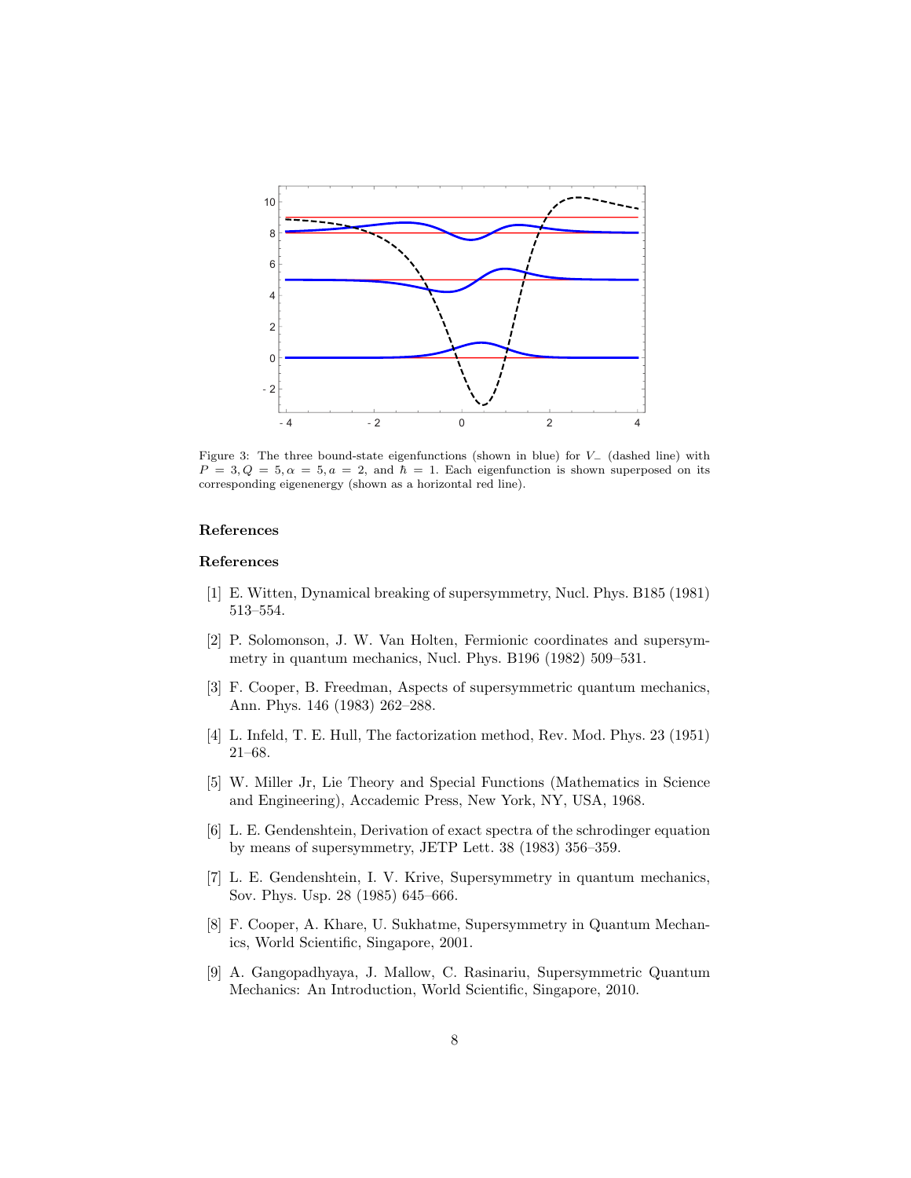Figure 3: The three bound-state eigenfunctions (shown in blue) for $V_-$ (dashed line) with $P = 3, Q = 5, \alpha = 5, a = 2$, and $\hbar = 1$. Each eigenfunction is shown superposed on its corresponding eigenenergy (shown as a horizontal red line).

## References

## References

[1] E. Witten, Dynamical breaking of supersymmetry, Nucl. Phys. B185 (1981) 513–554.

[2] P. Solomonson, J. W. Van Holten, Fermionic coordinates and supersymmetry in quantum mechanics, Nucl. Phys. B196 (1982) 509–531.

[3] F. Cooper, B. Freedman, Aspects of supersymmetric quantum mechanics, Ann. Phys. 146 (1983) 262–288.

[4] L. Infeld, T. E. Hull, The factorization method, Rev. Mod. Phys. 23 (1951) 21–68.

[5] W. Miller Jr, Lie Theory and Special Functions (Mathematics in Science and Engineering), Accademic Press, New York, NY, USA, 1968.

[6] L. E. Gendenshtein, Derivation of exact spectra of the schrodinger equation by means of supersymmetry, JETP Lett. 38 (1983) 356–359.

[7] L. E. Gendenshtein, I. V. Krive, Supersymmetry in quantum mechanics, Sov. Phys. Usp. 28 (1985) 645–666.

[8] F. Cooper, A. Khare, U. Sukhatme, Supersymmetry in Quantum Mechanics, World Scientific, Singapore, 2001.

[9] A. Gangopadhyaya, J. Mallow, C. Rasinariu, Supersymmetric Quantum Mechanics: An Introduction, World Scientific, Singapore, 2010.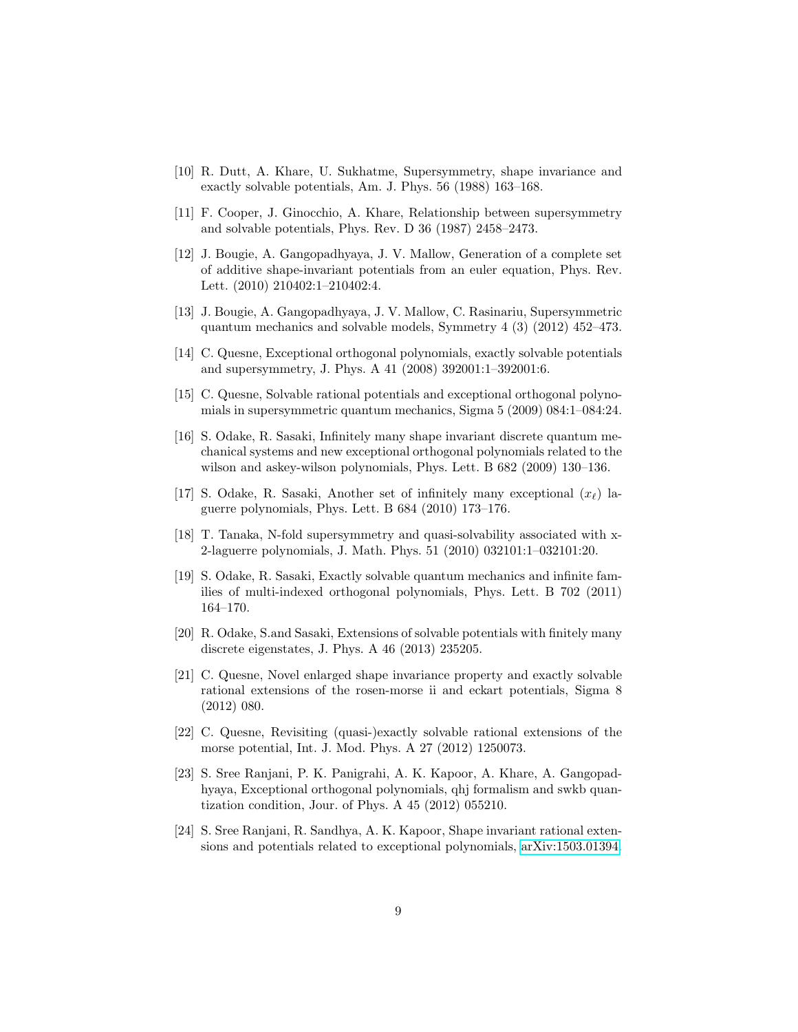[10] R. Dutt, A. Khare, U. Sukhatme, Supersymmetry, shape invariance and exactly solvable potentials, Am. J. Phys. 56 (1988) 163–168.

[11] F. Cooper, J. Ginocchio, A. Khare, Relationship between supersymmetry and solvable potentials, Phys. Rev. D 36 (1987) 2458–2473.

[12] J. Bougie, A. Gangopadhyaya, J. V. Mallow, Generation of a complete set of additive shape-invariant potentials from an euler equation, Phys. Rev. Lett. (2010) 210402:1–210402:4.

[13] J. Bougie, A. Gangopadhyaya, J. V. Mallow, C. Rasinariu, Supersymmetric quantum mechanics and solvable models, Symmetry 4 (3) (2012) 452–473.

[14] C. Quesne, Exceptional orthogonal polynomials, exactly solvable potentials and supersymmetry, J. Phys. A 41 (2008) 392001:1–392001:6.

[15] C. Quesne, Solvable rational potentials and exceptional orthogonal polynomials in supersymmetric quantum mechanics, Sigma 5 (2009) 084:1–084:24.

[16] S. Odake, R. Sasaki, Infinitely many shape invariant discrete quantum mechanical systems and new exceptional orthogonal polynomials related to the wilson and askey-wilson polynomials, Phys. Lett. B 682 (2009) 130–136.

[17] S. Odake, R. Sasaki, Another set of infinitely many exceptional ($x_\ell$) laguerre polynomials, Phys. Lett. B 684 (2010) 173–176.

[18] T. Tanaka, N-fold supersymmetry and quasi-solvability associated with x-2-laguerre polynomials, J. Math. Phys. 51 (2010) 032101:1–032101:20.

[19] S. Odake, R. Sasaki, Exactly solvable quantum mechanics and infinite families of multi-indexed orthogonal polynomials, Phys. Lett. B 702 (2011) 164–170.

[20] R. Odake, S.and Sasaki, Extensions of solvable potentials with finitely many discrete eigenstates, J. Phys. A 46 (2013) 235205.

[21] C. Quesne, Novel enlarged shape invariance property and exactly solvable rational extensions of the rosen-morse ii and eckart potentials, Sigma 8 (2012) 080.

[22] C. Quesne, Revisiting (quasi-)exactly solvable rational extensions of the morse potential, Int. J. Mod. Phys. A 27 (2012) 1250073.

[23] S. Sree Ranjani, P. K. Panigrahi, A. K. Kapoor, A. Khare, A. Gangopadhyaya, Exceptional orthogonal polynomials, qhj formalism and swkb quantization condition, Jour. of Phys. A 45 (2012) 055210.

[24] S. Sree Ranjani, R. Sandhya, A. K. Kapoor, Shape invariant rational extensions and potentials related to exceptional polynomials, arXiv:1503.01394.